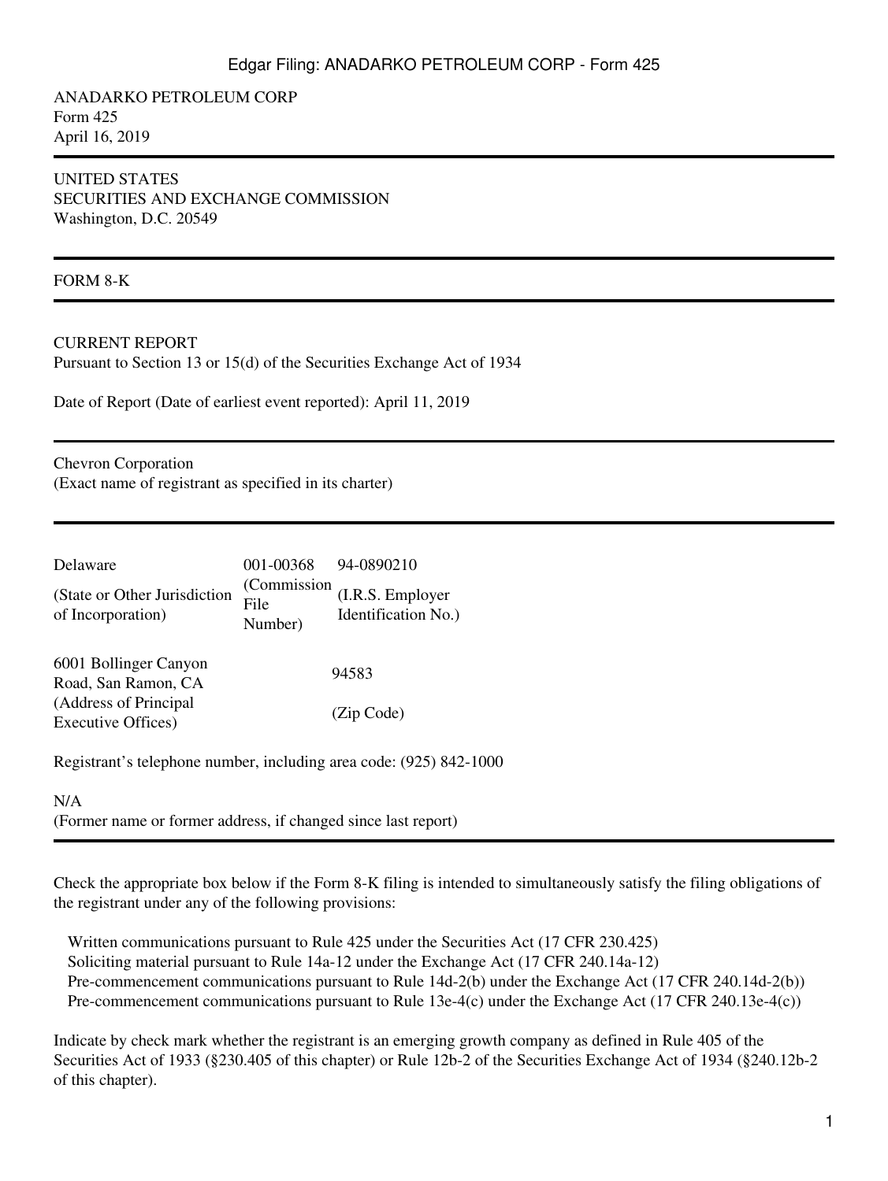ANADARKO PETROLEUM CORP
Form 425
April 16, 2019

UNITED STATES
SECURITIES AND EXCHANGE COMMISSION
Washington, D.C. 20549

FORM 8-K

CURRENT REPORT
Pursuant to Section 13 or 15(d) of the Securities Exchange Act of 1934

Date of Report (Date of earliest event reported): April 11, 2019

Chevron Corporation
(Exact name of registrant as specified in its charter)

| Delaware | 001-00368 | 94-0890210 |
|---|---|---|
| (State or Other Jurisdiction of Incorporation) | (Commission File Number) | (I.R.S. Employer Identification No.) |

| 6001 Bollinger Canyon Road, San Ramon, CA | 94583 |
|---|---|
| (Address of Principal Executive Offices) | (Zip Code) |

Registrant's telephone number, including area code: (925) 842-1000

N/A
(Former name or former address, if changed since last report)

Check the appropriate box below if the Form 8-K filing is intended to simultaneously satisfy the filing obligations of the registrant under any of the following provisions:

- Written communications pursuant to Rule 425 under the Securities Act (17 CFR 230.425)
- Soliciting material pursuant to Rule 14a-12 under the Exchange Act (17 CFR 240.14a-12)
- Pre-commencement communications pursuant to Rule 14d-2(b) under the Exchange Act (17 CFR 240.14d-2(b))
- Pre-commencement communications pursuant to Rule 13e-4(c) under the Exchange Act (17 CFR 240.13e-4(c))

Indicate by check mark whether the registrant is an emerging growth company as defined in Rule 405 of the Securities Act of 1933 (§230.405 of this chapter) or Rule 12b-2 of the Securities Exchange Act of 1934 (§240.12b-2 of this chapter).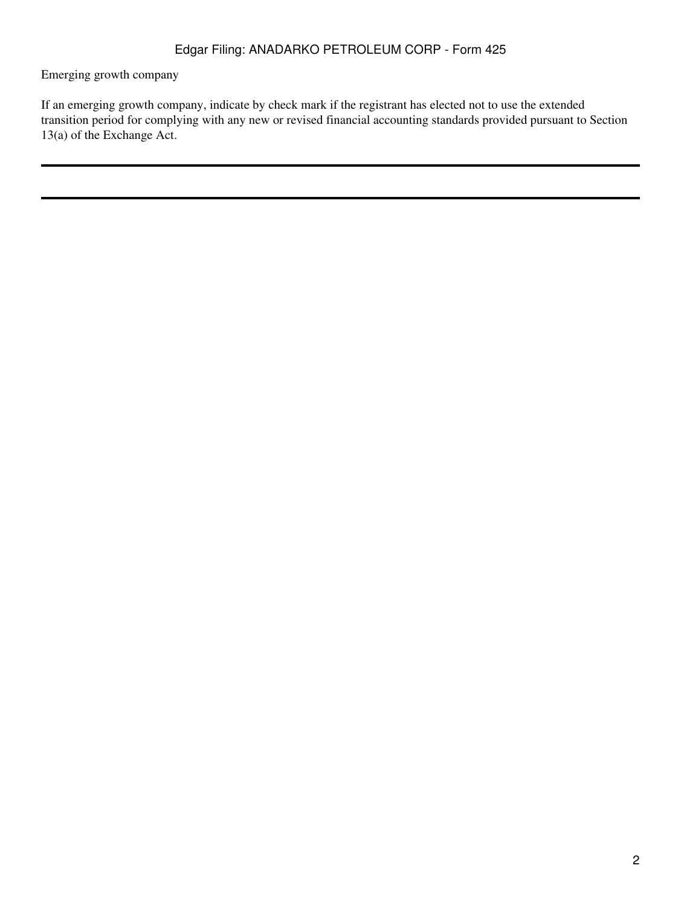Emerging growth company

If an emerging growth company, indicate by check mark if the registrant has elected not to use the extended transition period for complying with any new or revised financial accounting standards provided pursuant to Section 13(a) of the Exchange Act.

---

---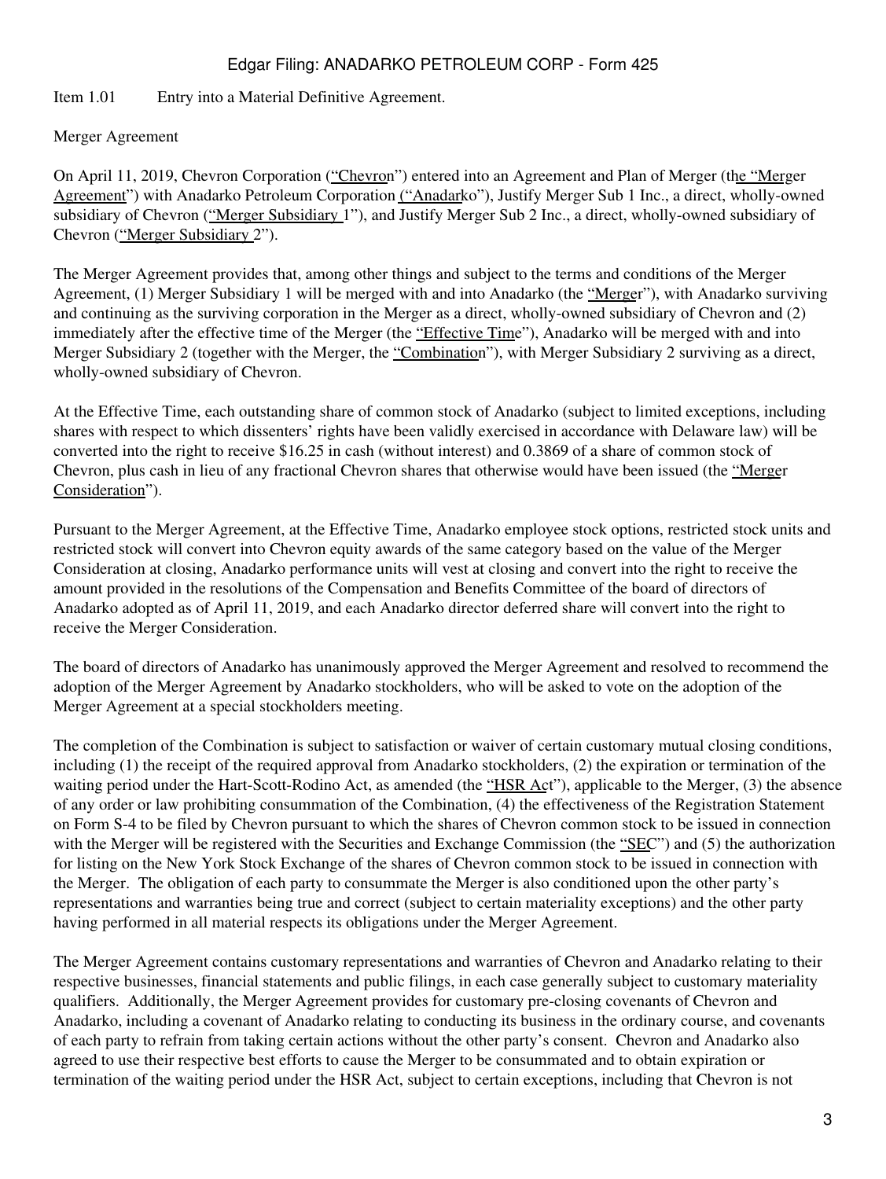Item 1.01 Entry into a Material Definitive Agreement.

Merger Agreement

On April 11, 2019, Chevron Corporation ("Chevron") entered into an Agreement and Plan of Merger (the "Merger Agreement") with Anadarko Petroleum Corporation ("Anadarko"), Justify Merger Sub 1 Inc., a direct, wholly-owned subsidiary of Chevron ("Merger Subsidiary 1"), and Justify Merger Sub 2 Inc., a direct, wholly-owned subsidiary of Chevron ("Merger Subsidiary 2").

The Merger Agreement provides that, among other things and subject to the terms and conditions of the Merger Agreement, (1) Merger Subsidiary 1 will be merged with and into Anadarko (the "Merger"), with Anadarko surviving and continuing as the surviving corporation in the Merger as a direct, wholly-owned subsidiary of Chevron and (2) immediately after the effective time of the Merger (the "Effective Time"), Anadarko will be merged with and into Merger Subsidiary 2 (together with the Merger, the "Combination"), with Merger Subsidiary 2 surviving as a direct, wholly-owned subsidiary of Chevron.

At the Effective Time, each outstanding share of common stock of Anadarko (subject to limited exceptions, including shares with respect to which dissenters' rights have been validly exercised in accordance with Delaware law) will be converted into the right to receive $16.25 in cash (without interest) and 0.3869 of a share of common stock of Chevron, plus cash in lieu of any fractional Chevron shares that otherwise would have been issued (the "Merger Consideration").

Pursuant to the Merger Agreement, at the Effective Time, Anadarko employee stock options, restricted stock units and restricted stock will convert into Chevron equity awards of the same category based on the value of the Merger Consideration at closing, Anadarko performance units will vest at closing and convert into the right to receive the amount provided in the resolutions of the Compensation and Benefits Committee of the board of directors of Anadarko adopted as of April 11, 2019, and each Anadarko director deferred share will convert into the right to receive the Merger Consideration.

The board of directors of Anadarko has unanimously approved the Merger Agreement and resolved to recommend the adoption of the Merger Agreement by Anadarko stockholders, who will be asked to vote on the adoption of the Merger Agreement at a special stockholders meeting.

The completion of the Combination is subject to satisfaction or waiver of certain customary mutual closing conditions, including (1) the receipt of the required approval from Anadarko stockholders, (2) the expiration or termination of the waiting period under the Hart-Scott-Rodino Act, as amended (the "HSR Act"), applicable to the Merger, (3) the absence of any order or law prohibiting consummation of the Combination, (4) the effectiveness of the Registration Statement on Form S-4 to be filed by Chevron pursuant to which the shares of Chevron common stock to be issued in connection with the Merger will be registered with the Securities and Exchange Commission (the "SEC") and (5) the authorization for listing on the New York Stock Exchange of the shares of Chevron common stock to be issued in connection with the Merger. The obligation of each party to consummate the Merger is also conditioned upon the other party's representations and warranties being true and correct (subject to certain materiality exceptions) and the other party having performed in all material respects its obligations under the Merger Agreement.

The Merger Agreement contains customary representations and warranties of Chevron and Anadarko relating to their respective businesses, financial statements and public filings, in each case generally subject to customary materiality qualifiers. Additionally, the Merger Agreement provides for customary pre-closing covenants of Chevron and Anadarko, including a covenant of Anadarko relating to conducting its business in the ordinary course, and covenants of each party to refrain from taking certain actions without the other party's consent. Chevron and Anadarko also agreed to use their respective best efforts to cause the Merger to be consummated and to obtain expiration or termination of the waiting period under the HSR Act, subject to certain exceptions, including that Chevron is not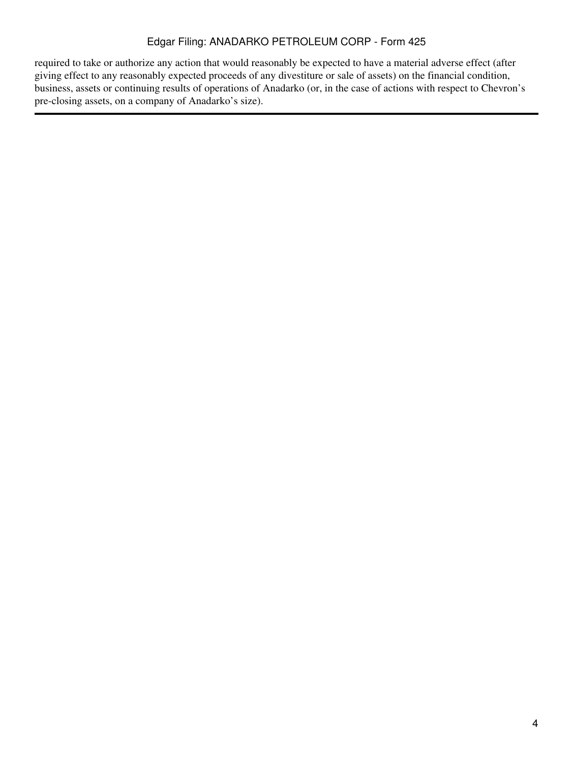required to take or authorize any action that would reasonably be expected to have a material adverse effect (after giving effect to any reasonably expected proceeds of any divestiture or sale of assets) on the financial condition, business, assets or continuing results of operations of Anadarko (or, in the case of actions with respect to Chevron's pre-closing assets, on a company of Anadarko's size).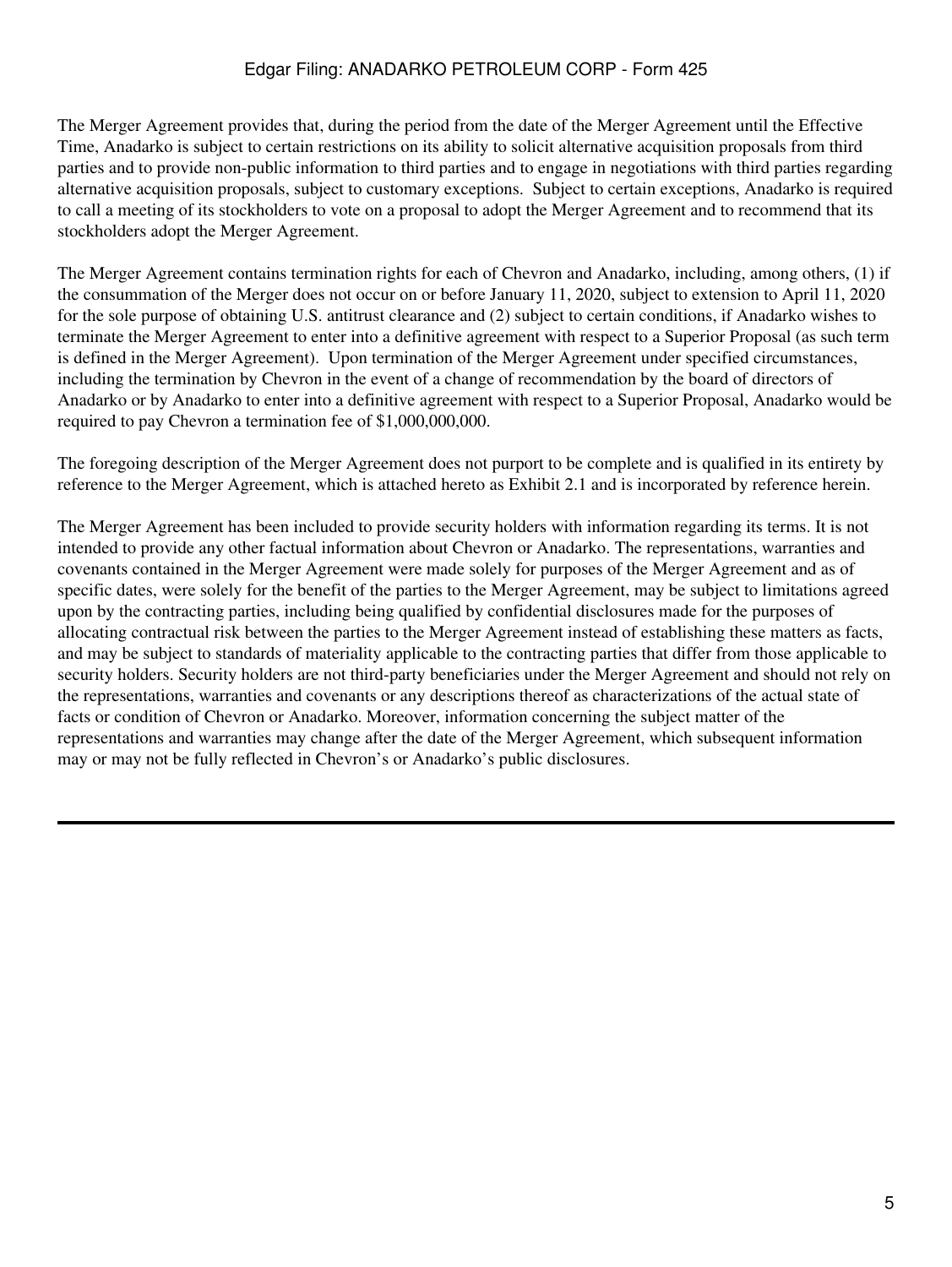The Merger Agreement provides that, during the period from the date of the Merger Agreement until the Effective Time, Anadarko is subject to certain restrictions on its ability to solicit alternative acquisition proposals from third parties and to provide non-public information to third parties and to engage in negotiations with third parties regarding alternative acquisition proposals, subject to customary exceptions. Subject to certain exceptions, Anadarko is required to call a meeting of its stockholders to vote on a proposal to adopt the Merger Agreement and to recommend that its stockholders adopt the Merger Agreement.

The Merger Agreement contains termination rights for each of Chevron and Anadarko, including, among others, (1) if the consummation of the Merger does not occur on or before January 11, 2020, subject to extension to April 11, 2020 for the sole purpose of obtaining U.S. antitrust clearance and (2) subject to certain conditions, if Anadarko wishes to terminate the Merger Agreement to enter into a definitive agreement with respect to a Superior Proposal (as such term is defined in the Merger Agreement). Upon termination of the Merger Agreement under specified circumstances, including the termination by Chevron in the event of a change of recommendation by the board of directors of Anadarko or by Anadarko to enter into a definitive agreement with respect to a Superior Proposal, Anadarko would be required to pay Chevron a termination fee of $1,000,000,000.

The foregoing description of the Merger Agreement does not purport to be complete and is qualified in its entirety by reference to the Merger Agreement, which is attached hereto as Exhibit 2.1 and is incorporated by reference herein.

The Merger Agreement has been included to provide security holders with information regarding its terms. It is not intended to provide any other factual information about Chevron or Anadarko. The representations, warranties and covenants contained in the Merger Agreement were made solely for purposes of the Merger Agreement and as of specific dates, were solely for the benefit of the parties to the Merger Agreement, may be subject to limitations agreed upon by the contracting parties, including being qualified by confidential disclosures made for the purposes of allocating contractual risk between the parties to the Merger Agreement instead of establishing these matters as facts, and may be subject to standards of materiality applicable to the contracting parties that differ from those applicable to security holders. Security holders are not third-party beneficiaries under the Merger Agreement and should not rely on the representations, warranties and covenants or any descriptions thereof as characterizations of the actual state of facts or condition of Chevron or Anadarko. Moreover, information concerning the subject matter of the representations and warranties may change after the date of the Merger Agreement, which subsequent information may or may not be fully reflected in Chevron's or Anadarko's public disclosures.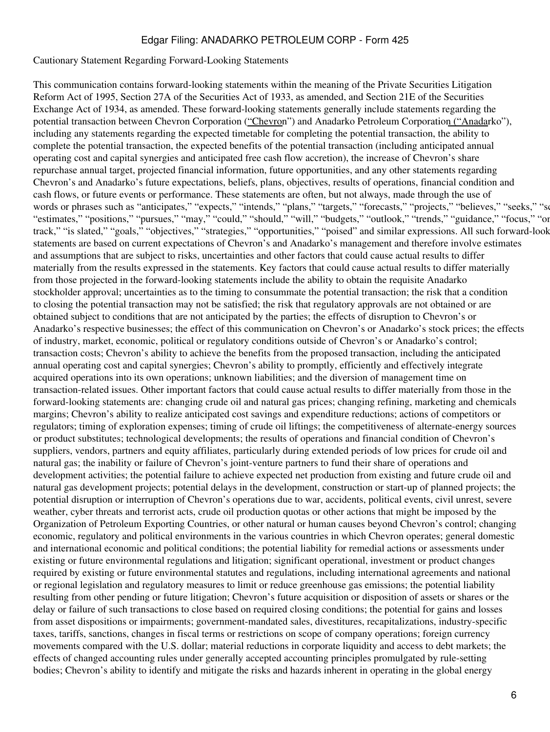Cautionary Statement Regarding Forward-Looking Statements

This communication contains forward-looking statements within the meaning of the Private Securities Litigation Reform Act of 1995, Section 27A of the Securities Act of 1933, as amended, and Section 21E of the Securities Exchange Act of 1934, as amended. These forward-looking statements generally include statements regarding the potential transaction between Chevron Corporation ("Chevron") and Anadarko Petroleum Corporation ("Anadarko"), including any statements regarding the expected timetable for completing the potential transaction, the ability to complete the potential transaction, the expected benefits of the potential transaction (including anticipated annual operating cost and capital synergies and anticipated free cash flow accretion), the increase of Chevron's share repurchase annual target, projected financial information, future opportunities, and any other statements regarding Chevron's and Anadarko's future expectations, beliefs, plans, objectives, results of operations, financial condition and cash flows, or future events or performance. These statements are often, but not always, made through the use of words or phrases such as "anticipates," "expects," "intends," "plans," "targets," "forecasts," "projects," "believes," "seeks," "schedules," "estimates," "positions," "pursues," "may," "could," "should," "will," "budgets," "outlook," "trends," "guidance," "focus," "on track," "is slated," "goals," "objectives," "strategies," "opportunities," "poised" and similar expressions. All such forward-looking statements are based on current expectations of Chevron's and Anadarko's management and therefore involve estimates and assumptions that are subject to risks, uncertainties and other factors that could cause actual results to differ materially from the results expressed in the statements. Key factors that could cause actual results to differ materially from those projected in the forward-looking statements include the ability to obtain the requisite Anadarko stockholder approval; uncertainties as to the timing to consummate the potential transaction; the risk that a condition to closing the potential transaction may not be satisfied; the risk that regulatory approvals are not obtained or are obtained subject to conditions that are not anticipated by the parties; the effects of disruption to Chevron's or Anadarko's respective businesses; the effect of this communication on Chevron's or Anadarko's stock prices; the effects of industry, market, economic, political or regulatory conditions outside of Chevron's or Anadarko's control; transaction costs; Chevron's ability to achieve the benefits from the proposed transaction, including the anticipated annual operating cost and capital synergies; Chevron's ability to promptly, efficiently and effectively integrate acquired operations into its own operations; unknown liabilities; and the diversion of management time on transaction-related issues. Other important factors that could cause actual results to differ materially from those in the forward-looking statements are: changing crude oil and natural gas prices; changing refining, marketing and chemicals margins; Chevron's ability to realize anticipated cost savings and expenditure reductions; actions of competitors or regulators; timing of exploration expenses; timing of crude oil liftings; the competitiveness of alternate-energy sources or product substitutes; technological developments; the results of operations and financial condition of Chevron's suppliers, vendors, partners and equity affiliates, particularly during extended periods of low prices for crude oil and natural gas; the inability or failure of Chevron's joint-venture partners to fund their share of operations and development activities; the potential failure to achieve expected net production from existing and future crude oil and natural gas development projects; potential delays in the development, construction or start-up of planned projects; the potential disruption or interruption of Chevron's operations due to war, accidents, political events, civil unrest, severe weather, cyber threats and terrorist acts, crude oil production quotas or other actions that might be imposed by the Organization of Petroleum Exporting Countries, or other natural or human causes beyond Chevron's control; changing economic, regulatory and political environments in the various countries in which Chevron operates; general domestic and international economic and political conditions; the potential liability for remedial actions or assessments under existing or future environmental regulations and litigation; significant operational, investment or product changes required by existing or future environmental statutes and regulations, including international agreements and national or regional legislation and regulatory measures to limit or reduce greenhouse gas emissions; the potential liability resulting from other pending or future litigation; Chevron's future acquisition or disposition of assets or shares or the delay or failure of such transactions to close based on required closing conditions; the potential for gains and losses from asset dispositions or impairments; government-mandated sales, divestitures, recapitalizations, industry-specific taxes, tariffs, sanctions, changes in fiscal terms or restrictions on scope of company operations; foreign currency movements compared with the U.S. dollar; material reductions in corporate liquidity and access to debt markets; the effects of changed accounting rules under generally accepted accounting principles promulgated by rule-setting bodies; Chevron's ability to identify and mitigate the risks and hazards inherent in operating in the global energy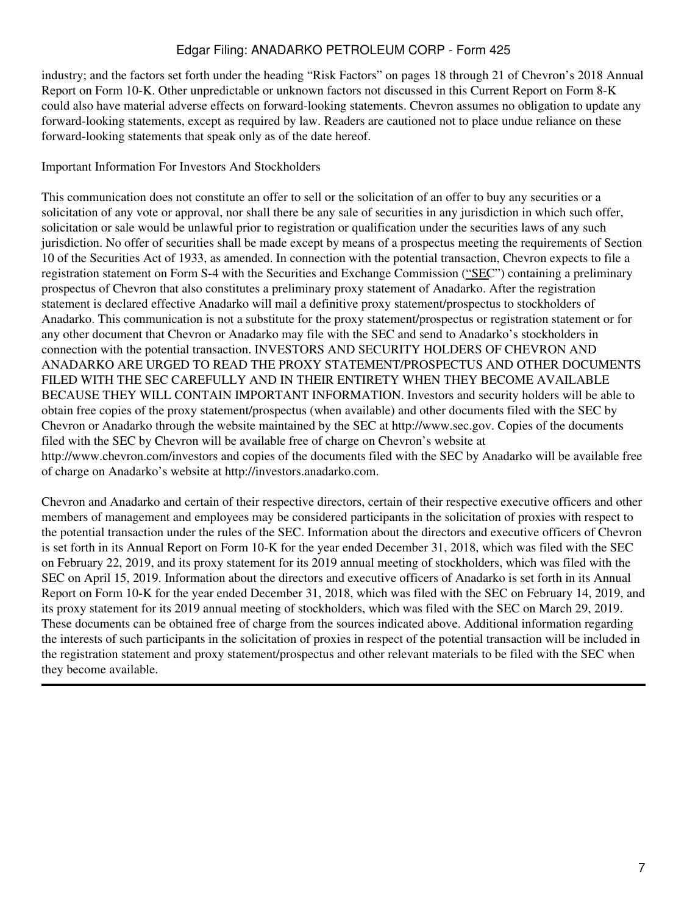industry; and the factors set forth under the heading "Risk Factors" on pages 18 through 21 of Chevron's 2018 Annual Report on Form 10-K. Other unpredictable or unknown factors not discussed in this Current Report on Form 8-K could also have material adverse effects on forward-looking statements. Chevron assumes no obligation to update any forward-looking statements, except as required by law. Readers are cautioned not to place undue reliance on these forward-looking statements that speak only as of the date hereof.

Important Information For Investors And Stockholders

This communication does not constitute an offer to sell or the solicitation of an offer to buy any securities or a solicitation of any vote or approval, nor shall there be any sale of securities in any jurisdiction in which such offer, solicitation or sale would be unlawful prior to registration or qualification under the securities laws of any such jurisdiction. No offer of securities shall be made except by means of a prospectus meeting the requirements of Section 10 of the Securities Act of 1933, as amended. In connection with the potential transaction, Chevron expects to file a registration statement on Form S-4 with the Securities and Exchange Commission ("SEC") containing a preliminary prospectus of Chevron that also constitutes a preliminary proxy statement of Anadarko. After the registration statement is declared effective Anadarko will mail a definitive proxy statement/prospectus to stockholders of Anadarko. This communication is not a substitute for the proxy statement/prospectus or registration statement or for any other document that Chevron or Anadarko may file with the SEC and send to Anadarko's stockholders in connection with the potential transaction. INVESTORS AND SECURITY HOLDERS OF CHEVRON AND ANADARKO ARE URGED TO READ THE PROXY STATEMENT/PROSPECTUS AND OTHER DOCUMENTS FILED WITH THE SEC CAREFULLY AND IN THEIR ENTIRETY WHEN THEY BECOME AVAILABLE BECAUSE THEY WILL CONTAIN IMPORTANT INFORMATION. Investors and security holders will be able to obtain free copies of the proxy statement/prospectus (when available) and other documents filed with the SEC by Chevron or Anadarko through the website maintained by the SEC at http://www.sec.gov. Copies of the documents filed with the SEC by Chevron will be available free of charge on Chevron's website at http://www.chevron.com/investors and copies of the documents filed with the SEC by Anadarko will be available free of charge on Anadarko's website at http://investors.anadarko.com.

Chevron and Anadarko and certain of their respective directors, certain of their respective executive officers and other members of management and employees may be considered participants in the solicitation of proxies with respect to the potential transaction under the rules of the SEC. Information about the directors and executive officers of Chevron is set forth in its Annual Report on Form 10-K for the year ended December 31, 2018, which was filed with the SEC on February 22, 2019, and its proxy statement for its 2019 annual meeting of stockholders, which was filed with the SEC on April 15, 2019. Information about the directors and executive officers of Anadarko is set forth in its Annual Report on Form 10-K for the year ended December 31, 2018, which was filed with the SEC on February 14, 2019, and its proxy statement for its 2019 annual meeting of stockholders, which was filed with the SEC on March 29, 2019. These documents can be obtained free of charge from the sources indicated above. Additional information regarding the interests of such participants in the solicitation of proxies in respect of the potential transaction will be included in the registration statement and proxy statement/prospectus and other relevant materials to be filed with the SEC when they become available.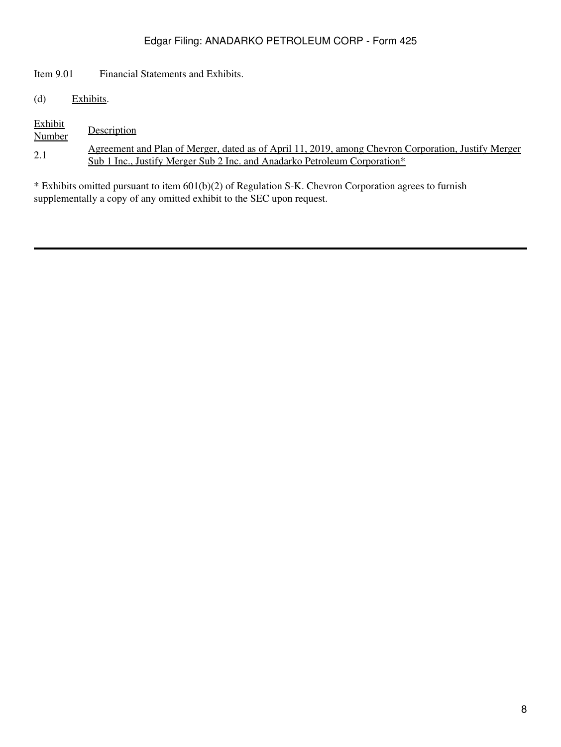Item 9.01 Financial Statements and Exhibits.

(d) Exhibits.

| Exhibit Number | Description |
|---|---|
| 2.1 | Agreement and Plan of Merger, dated as of April 11, 2019, among Chevron Corporation, Justify Merger Sub 1 Inc., Justify Merger Sub 2 Inc. and Anadarko Petroleum Corporation* |

* Exhibits omitted pursuant to item 601(b)(2) of Regulation S-K. Chevron Corporation agrees to furnish supplementally a copy of any omitted exhibit to the SEC upon request.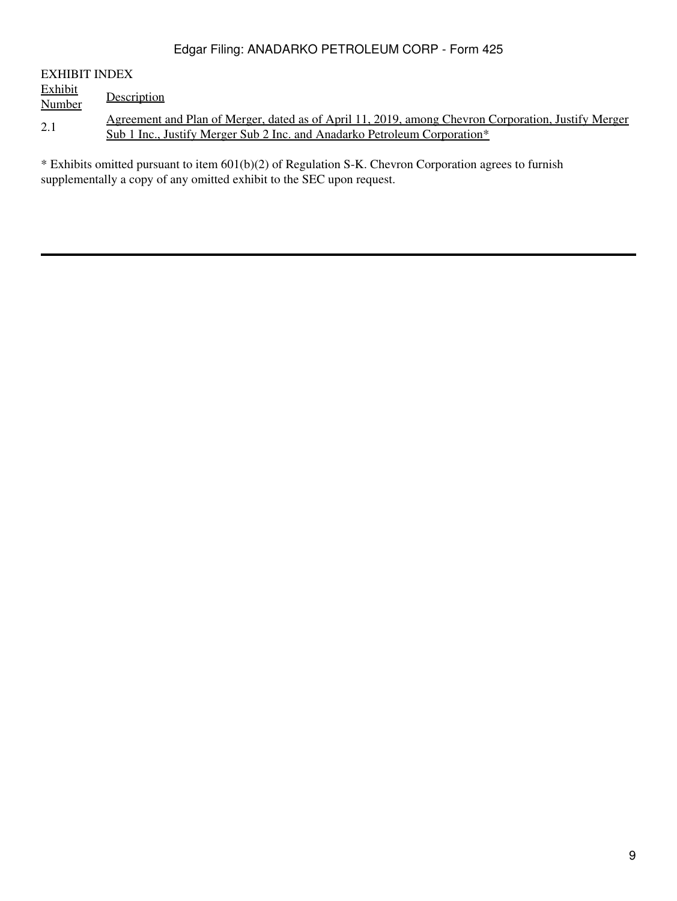EXHIBIT INDEX

| Exhibit Number | Description |
| --- | --- |
| 2.1 | Agreement and Plan of Merger, dated as of April 11, 2019, among Chevron Corporation, Justify Merger Sub 1 Inc., Justify Merger Sub 2 Inc. and Anadarko Petroleum Corporation* |

* Exhibits omitted pursuant to item 601(b)(2) of Regulation S-K. Chevron Corporation agrees to furnish supplementally a copy of any omitted exhibit to the SEC upon request.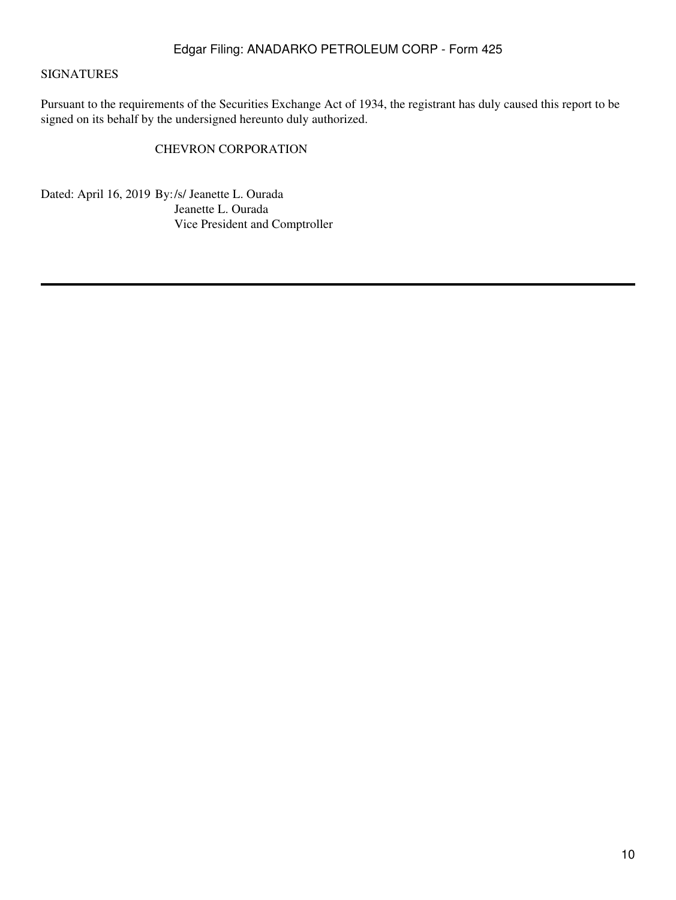SIGNATURES

Pursuant to the requirements of the Securities Exchange Act of 1934, the registrant has duly caused this report to be signed on its behalf by the undersigned hereunto duly authorized.

CHEVRON CORPORATION

Dated: April 16, 2019 By: /s/ Jeanette L. Ourada
Jeanette L. Ourada
Vice President and Comptroller